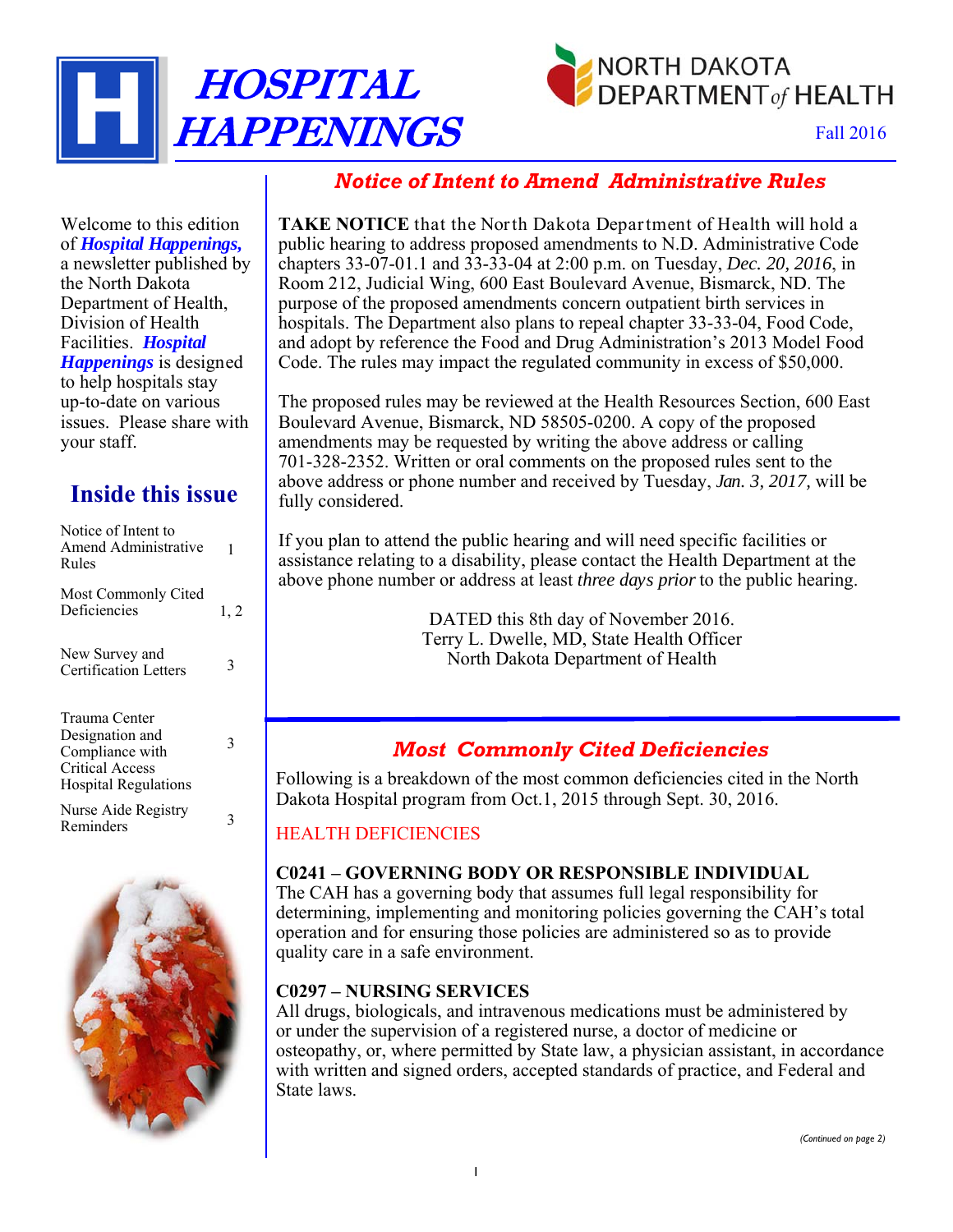# HOSPITAL HAPPENINGS

NORTH DAKOTA DEPARTMENT *of* HEALTH

Fall 2016

Welcome to this edition of ***Hospital Happenings,*** a newsletter published by the North Dakota Department of Health, Division of Health Facilities. ***Hospital Happenings*** is designed to help hospitals stay up-to-date on various issues. Please share with your staff.

## Inside this issue

| | |
|---|---|
| Notice of Intent to Amend Administrative Rules | 1 |
| Most Commonly Cited Deficiencies | 1, 2 |
| New Survey and Certification Letters | 3 |
| Trauma Center Designation and Compliance with Critical Access Hospital Regulations | 3 |
| Nurse Aide Registry Reminders | 3 |

## *Notice of Intent to Amend Administrative Rules*

**TAKE NOTICE** that the North Dakota Department of Health will hold a public hearing to address proposed amendments to N.D. Administrative Code chapters 33-07-01.1 and 33-33-04 at 2:00 p.m. on Tuesday, *Dec. 20, 2016*, in Room 212, Judicial Wing, 600 East Boulevard Avenue, Bismarck, ND. The purpose of the proposed amendments concern outpatient birth services in hospitals. The Department also plans to repeal chapter 33-33-04, Food Code, and adopt by reference the Food and Drug Administration's 2013 Model Food Code. The rules may impact the regulated community in excess of $50,000.

The proposed rules may be reviewed at the Health Resources Section, 600 East Boulevard Avenue, Bismarck, ND 58505-0200. A copy of the proposed amendments may be requested by writing the above address or calling 701-328-2352. Written or oral comments on the proposed rules sent to the above address or phone number and received by Tuesday, *Jan. 3, 2017,* will be fully considered.

If you plan to attend the public hearing and will need specific facilities or assistance relating to a disability, please contact the Health Department at the above phone number or address at least *three days prior* to the public hearing.

DATED this 8th day of November 2016.
Terry L. Dwelle, MD, State Health Officer
North Dakota Department of Health

## *Most Commonly Cited Deficiencies*

Following is a breakdown of the most common deficiencies cited in the North Dakota Hospital program from Oct.1, 2015 through Sept. 30, 2016.

### HEALTH DEFICIENCIES

**C0241 – GOVERNING BODY OR RESPONSIBLE INDIVIDUAL**
The CAH has a governing body that assumes full legal responsibility for determining, implementing and monitoring policies governing the CAH's total operation and for ensuring those policies are administered so as to provide quality care in a safe environment.

**C0297 – NURSING SERVICES**
All drugs, biologicals, and intravenous medications must be administered by or under the supervision of a registered nurse, a doctor of medicine or osteopathy, or, where permitted by State law, a physician assistant, in accordance with written and signed orders, accepted standards of practice, and Federal and State laws.

*(Continued on page 2)*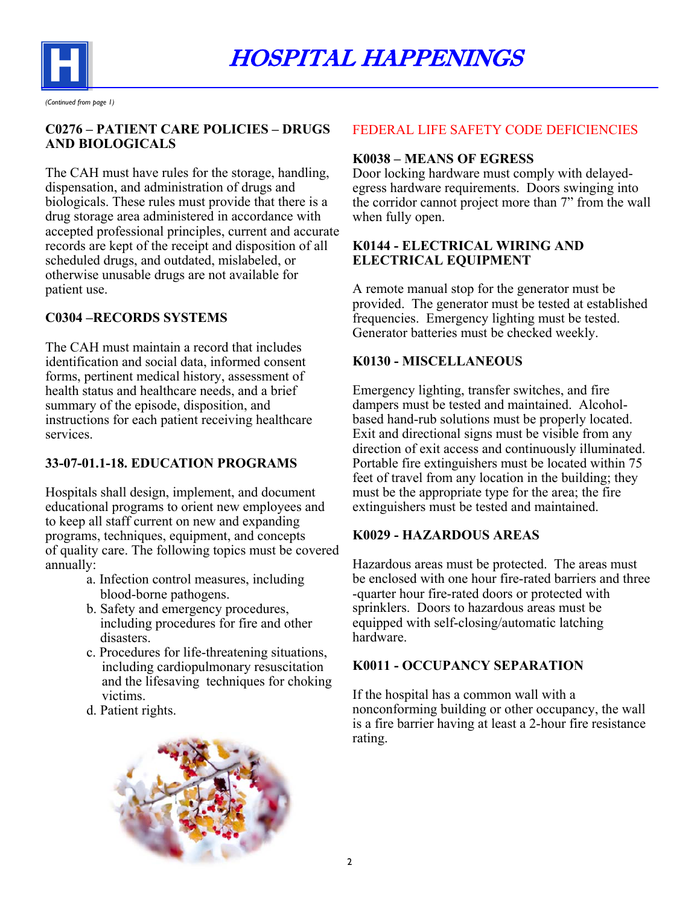*(Continued from page 1)*

### C0276 – PATIENT CARE POLICIES – DRUGS AND BIOLOGICALS

The CAH must have rules for the storage, handling, dispensation, and administration of drugs and biologicals. These rules must provide that there is a drug storage area administered in accordance with accepted professional principles, current and accurate records are kept of the receipt and disposition of all scheduled drugs, and outdated, mislabeled, or otherwise unusable drugs are not available for patient use.

### C0304 –RECORDS SYSTEMS

The CAH must maintain a record that includes identification and social data, informed consent forms, pertinent medical history, assessment of health status and healthcare needs, and a brief summary of the episode, disposition, and instructions for each patient receiving healthcare services.

### 33-07-01.1-18. EDUCATION PROGRAMS

Hospitals shall design, implement, and document educational programs to orient new employees and to keep all staff current on new and expanding programs, techniques, equipment, and concepts of quality care. The following topics must be covered annually:

a. Infection control measures, including blood-borne pathogens.
b. Safety and emergency procedures, including procedures for fire and other disasters.
c. Procedures for life-threatening situations, including cardiopulmonary resuscitation and the lifesaving techniques for choking victims.
d. Patient rights.

## FEDERAL LIFE SAFETY CODE DEFICIENCIES

### K0038 – MEANS OF EGRESS

Door locking hardware must comply with delayed-egress hardware requirements. Doors swinging into the corridor cannot project more than 7" from the wall when fully open.

### K0144 - ELECTRICAL WIRING AND ELECTRICAL EQUIPMENT

A remote manual stop for the generator must be provided. The generator must be tested at established frequencies. Emergency lighting must be tested. Generator batteries must be checked weekly.

### K0130 - MISCELLANEOUS

Emergency lighting, transfer switches, and fire dampers must be tested and maintained. Alcohol-based hand-rub solutions must be properly located. Exit and directional signs must be visible from any direction of exit access and continuously illuminated. Portable fire extinguishers must be located within 75 feet of travel from any location in the building; they must be the appropriate type for the area; the fire extinguishers must be tested and maintained.

### K0029 - HAZARDOUS AREAS

Hazardous areas must be protected. The areas must be enclosed with one hour fire-rated barriers and three-quarter hour fire-rated doors or protected with sprinklers. Doors to hazardous areas must be equipped with self-closing/automatic latching hardware.

### K0011 - OCCUPANCY SEPARATION

If the hospital has a common wall with a nonconforming building or other occupancy, the wall is a fire barrier having at least a 2-hour fire resistance rating.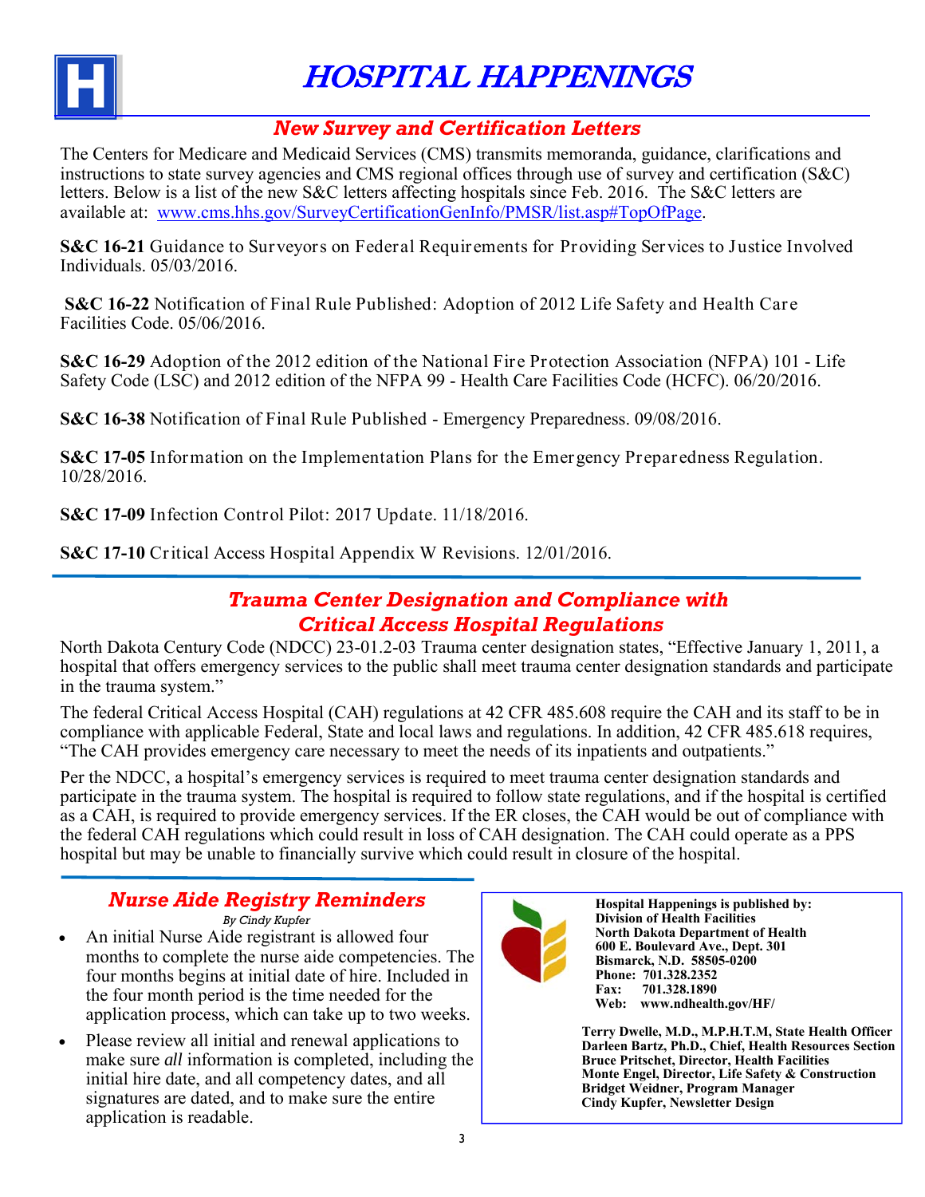# HOSPITAL HAPPENINGS

## New Survey and Certification Letters

The Centers for Medicare and Medicaid Services (CMS) transmits memoranda, guidance, clarifications and instructions to state survey agencies and CMS regional offices through use of survey and certification (S&C) letters. Below is a list of the new S&C letters affecting hospitals since Feb. 2016. The S&C letters are available at: www.cms.hhs.gov/SurveyCertificationGenInfo/PMSR/list.asp#TopOfPage.

**S&C 16-21** Guidance to Surveyors on Federal Requirements for Providing Services to Justice Involved Individuals. 05/03/2016.

**S&C 16-22** Notification of Final Rule Published: Adoption of 2012 Life Safety and Health Care Facilities Code. 05/06/2016.

**S&C 16-29** Adoption of the 2012 edition of the National Fire Protection Association (NFPA) 101 - Life Safety Code (LSC) and 2012 edition of the NFPA 99 - Health Care Facilities Code (HCFC). 06/20/2016.

**S&C 16-38** Notification of Final Rule Published - Emergency Preparedness. 09/08/2016.

**S&C 17-05** Information on the Implementation Plans for the Emergency Preparedness Regulation. 10/28/2016.

**S&C 17-09** Infection Control Pilot: 2017 Update. 11/18/2016.

**S&C 17-10** Critical Access Hospital Appendix W Revisions. 12/01/2016.

## Trauma Center Designation and Compliance with Critical Access Hospital Regulations

North Dakota Century Code (NDCC) 23-01.2-03 Trauma center designation states, "Effective January 1, 2011, a hospital that offers emergency services to the public shall meet trauma center designation standards and participate in the trauma system."

The federal Critical Access Hospital (CAH) regulations at 42 CFR 485.608 require the CAH and its staff to be in compliance with applicable Federal, State and local laws and regulations. In addition, 42 CFR 485.618 requires, "The CAH provides emergency care necessary to meet the needs of its inpatients and outpatients."

Per the NDCC, a hospital's emergency services is required to meet trauma center designation standards and participate in the trauma system. The hospital is required to follow state regulations, and if the hospital is certified as a CAH, is required to provide emergency services. If the ER closes, the CAH would be out of compliance with the federal CAH regulations which could result in loss of CAH designation. The CAH could operate as a PPS hospital but may be unable to financially survive which could result in closure of the hospital.

## Nurse Aide Registry Reminders

*By Cindy Kupfer*

- An initial Nurse Aide registrant is allowed four months to complete the nurse aide competencies. The four months begins at initial date of hire. Included in the four month period is the time needed for the application process, which can take up to two weeks.
- Please review all initial and renewal applications to make sure *all* information is completed, including the initial hire date, and all competency dates, and all signatures are dated, and to make sure the entire application is readable.

**Hospital Happenings is published by:**
**Division of Health Facilities**
**North Dakota Department of Health**
**600 E. Boulevard Ave., Dept. 301**
**Bismarck, N.D. 58505-0200**
**Phone: 701.328.2352**
**Fax: 701.328.1890**
**Web: www.ndhealth.gov/HF/**

**Terry Dwelle, M.D., M.P.H.T.M, State Health Officer**
**Darleen Bartz, Ph.D., Chief, Health Resources Section**
**Bruce Pritschet, Director, Health Facilities**
**Monte Engel, Director, Life Safety & Construction**
**Bridget Weidner, Program Manager**
**Cindy Kupfer, Newsletter Design**